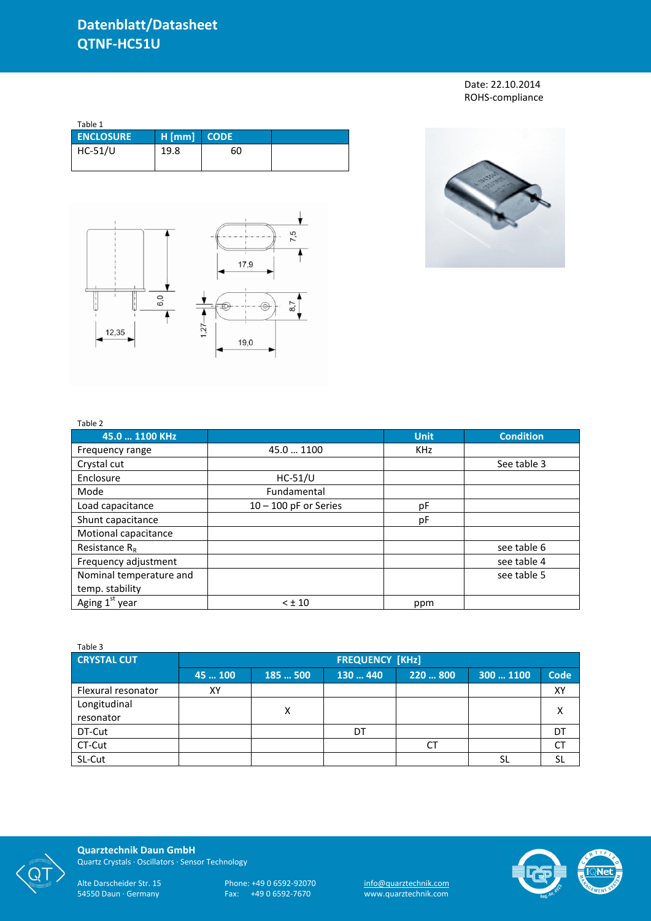# Datenblatt/Datasheet
# QTNF-HC51U

Date: 22.10.2014
ROHS-compliance

Table 1

| ENCLOSURE | H [mm] | CODE | |
|---|---|---|---|
| HC-51/U | 19.8 | 60 | |

Table 2

| 45.0 … 1100 KHz | | Unit | Condition |
|---|---|---|---|
| Frequency range | 45.0 … 1100 | KHz | |
| Crystal cut | | | See table 3 |
| Enclosure | HC-51/U | | |
| Mode | Fundamental | | |
| Load capacitance | 10 – 100 pF or Series | pF | |
| Shunt capacitance | | pF | |
| Motional capacitance | | | |
| Resistance $R_R$ | | | see table 6 |
| Frequency adjustment | | | see table 4 |
| Nominal temperature and temp. stability | | | see table 5 |
| Aging 1st year | < ± 10 | ppm | |

Table 3

| CRYSTAL CUT | FREQUENCY [KHz] | | | | | |
|---|---|---|---|---|---|---|
| | 45 … 100 | 185 … 500 | 130 … 440 | 220 … 800 | 300 … 1100 | Code |
| Flexural resonator | XY | | | | | XY |
| Longitudinal resonator | | X | | | | X |
| DT-Cut | | | DT | | | DT |
| CT-Cut | | | | CT | | CT |
| SL-Cut | | | | | SL | SL |

**Quarztechnik Daun GmbH**
Quartz Crystals · Oscillators · Sensor Technology

Alte Darscheider Str. 15
54550 Daun · Germany

Phone: +49 0 6592-92070
Fax: +49 0 6592-7670

info@quarztechnik.com
www.quarztechnik.com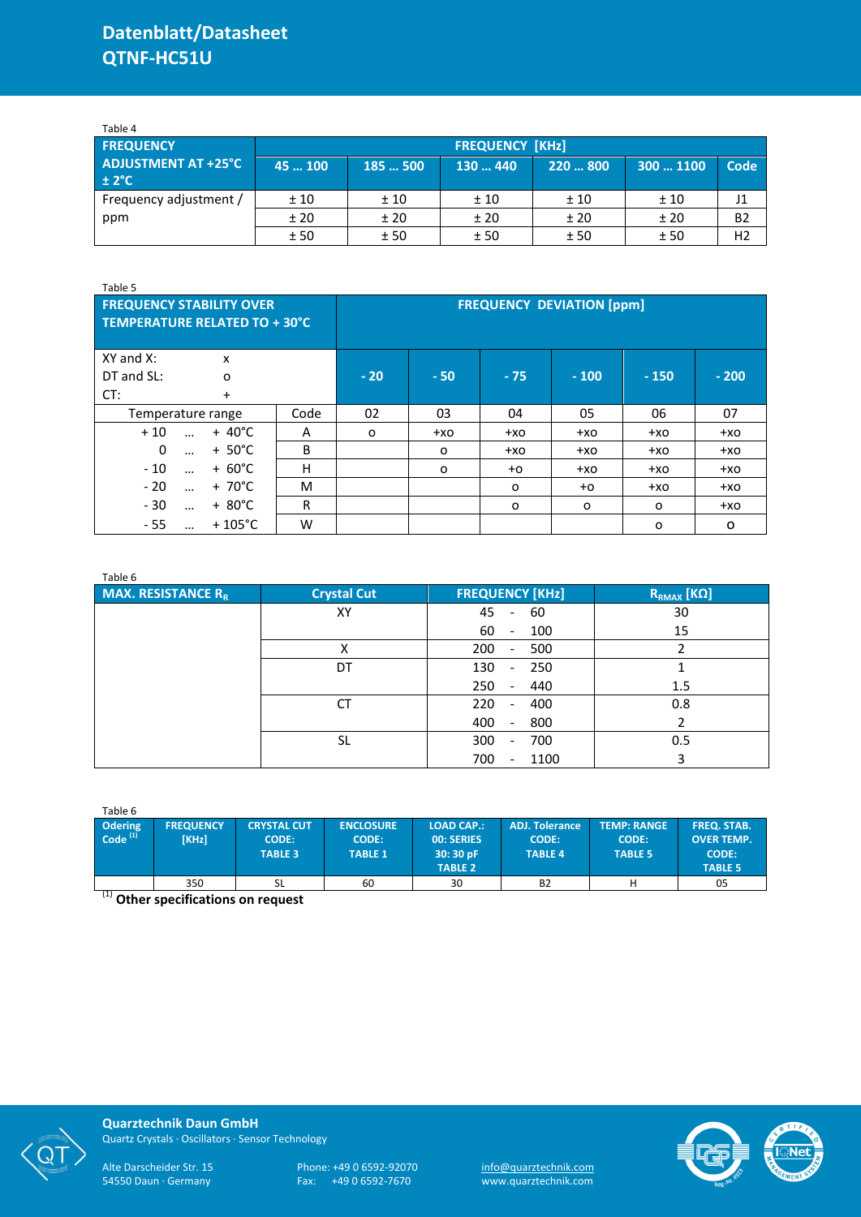Table 4

| FREQUENCY ADJUSTMENT AT +25°C ± 2°C | FREQUENCY [KHz] | | | | | |
|---|---|---|---|---|---|---|
| | 45 … 100 | 185 … 500 | 130 … 440 | 220 … 800 | 300 … 1100 | Code |
| Frequency adjustment / ppm | ± 10 | ± 10 | ± 10 | ± 10 | ± 10 | J1 |
| | ± 20 | ± 20 | ± 20 | ± 20 | ± 20 | B2 |
| | ± 50 | ± 50 | ± 50 | ± 50 | ± 50 | H2 |

Table 5

| FREQUENCY STABILITY OVER TEMPERATURE RELATED TO + 30°C | | FREQUENCY DEVIATION [ppm] | | | | | |
|---|---|---|---|---|---|---|---|
| XY and X: x<br>DT and SL: o<br>CT: + | | - 20 | - 50 | - 75 | - 100 | - 150 | - 200 |
| Temperature range | Code | 02 | 03 | 04 | 05 | 06 | 07 |
| + 10 … + 40°C | A | o | +xo | +xo | +xo | +xo | +xo |
| 0 … + 50°C | B | | o | +xo | +xo | +xo | +xo |
| - 10 … + 60°C | H | | o | +o | +xo | +xo | +xo |
| - 20 … + 70°C | M | | | o | +o | +xo | +xo |
| - 30 … + 80°C | R | | | o | o | o | +xo |
| - 55 … + 105°C | W | | | | | o | o |

Table 6

| MAX. RESISTANCE $R_R$ | Crystal Cut | FREQUENCY [KHz] | $R_{RMAX}$ [KΩ] |
|---|---|---|---|
| | XY | 45 - 60 | 30 |
| | | 60 - 100 | 15 |
| | X | 200 - 500 | 2 |
| | DT | 130 - 250 | 1 |
| | | 250 - 440 | 1.5 |
| | CT | 220 - 400 | 0.8 |
| | | 400 - 800 | 2 |
| | SL | 300 - 700 | 0.5 |
| | | 700 - 1100 | 3 |

Table 6

| Odering Code [(1)] | FREQUENCY [KHz] | CRYSTAL CUT CODE: TABLE 3 | ENCLOSURE CODE: TABLE 1 | LOAD CAP.: 00: SERIES 30: 30 pF TABLE 2 | ADJ. Tolerance CODE: TABLE 4 | TEMP: RANGE CODE: TABLE 5 | FREQ. STAB. OVER TEMP. CODE: TABLE 5 |
|---|---|---|---|---|---|---|---|
| | 350 | SL | 60 | 30 | B2 | H | 05 |

[(1)] **Other specifications on request**

**Quarztechnik Daun GmbH**
Quartz Crystals · Oscillators · Sensor Technology

Alte Darscheider Str. 15
54550 Daun · Germany

Phone: +49 0 6592-92070
Fax: +49 0 6592-7670

info@quarztechnik.com
www.quarztechnik.com